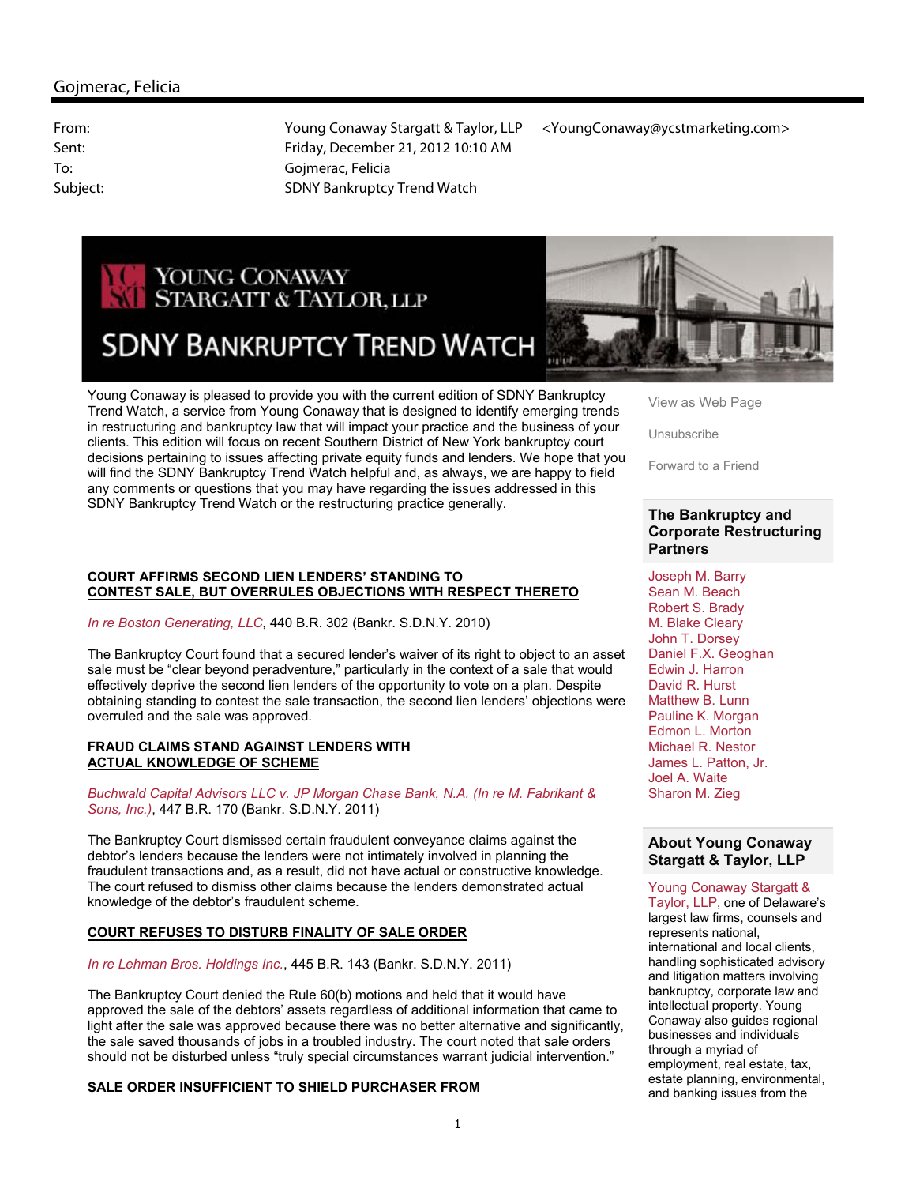# Gojmerac, Felicia

| | |
|---|---|
| From: | Young Conaway Stargatt & Taylor, LLP <YoungConaway@ycstmarketing.com> |
| Sent: | Friday, December 21, 2012 10:10 AM |
| To: | Gojmerac, Felicia |
| Subject: | SDNY Bankruptcy Trend Watch |

YOUNG CONAWAY STARGATT & TAYLOR, LLP

# SDNY BANKRUPTCY TREND WATCH

Young Conaway is pleased to provide you with the current edition of SDNY Bankruptcy Trend Watch, a service from Young Conaway that is designed to identify emerging trends in restructuring and bankruptcy law that will impact your practice and the business of your clients. This edition will focus on recent Southern District of New York bankruptcy court decisions pertaining to issues affecting private equity funds and lenders. We hope that you will find the SDNY Bankruptcy Trend Watch helpful and, as always, we are happy to field any comments or questions that you may have regarding the issues addressed in this SDNY Bankruptcy Trend Watch or the restructuring practice generally.

**COURT AFFIRMS SECOND LIEN LENDERS' STANDING TO CONTEST SALE, BUT OVERRULES OBJECTIONS WITH RESPECT THERETO**

*In re Boston Generating, LLC*, 440 B.R. 302 (Bankr. S.D.N.Y. 2010)

The Bankruptcy Court found that a secured lender's waiver of its right to object to an asset sale must be "clear beyond peradventure," particularly in the context of a sale that would effectively deprive the second lien lenders of the opportunity to vote on a plan. Despite obtaining standing to contest the sale transaction, the second lien lenders' objections were overruled and the sale was approved.

**FRAUD CLAIMS STAND AGAINST LENDERS WITH ACTUAL KNOWLEDGE OF SCHEME**

*Buchwald Capital Advisors LLC v. JP Morgan Chase Bank, N.A. (In re M. Fabrikant & Sons, Inc.)*, 447 B.R. 170 (Bankr. S.D.N.Y. 2011)

The Bankruptcy Court dismissed certain fraudulent conveyance claims against the debtor's lenders because the lenders were not intimately involved in planning the fraudulent transactions and, as a result, did not have actual or constructive knowledge. The court refused to dismiss other claims because the lenders demonstrated actual knowledge of the debtor's fraudulent scheme.

**COURT REFUSES TO DISTURB FINALITY OF SALE ORDER**

*In re Lehman Bros. Holdings Inc.*, 445 B.R. 143 (Bankr. S.D.N.Y. 2011)

The Bankruptcy Court denied the Rule 60(b) motions and held that it would have approved the sale of the debtors' assets regardless of additional information that came to light after the sale was approved because there was no better alternative and significantly, the sale saved thousands of jobs in a troubled industry. The court noted that sale orders should not be disturbed unless "truly special circumstances warrant judicial intervention."

**SALE ORDER INSUFFICIENT TO SHIELD PURCHASER FROM**

View as Web Page

Unsubscribe

Forward to a Friend

### The Bankruptcy and Corporate Restructuring Partners

Joseph M. Barry
Sean M. Beach
Robert S. Brady
M. Blake Cleary
John T. Dorsey
Daniel F.X. Geoghan
Edwin J. Harron
David R. Hurst
Matthew B. Lunn
Pauline K. Morgan
Edmon L. Morton
Michael R. Nestor
James L. Patton, Jr.
Joel A. Waite
Sharon M. Zieg

### About Young Conaway Stargatt & Taylor, LLP

Young Conaway Stargatt & Taylor, LLP, one of Delaware's largest law firms, counsels and represents national, international and local clients, handling sophisticated advisory and litigation matters involving bankruptcy, corporate law and intellectual property. Young Conaway also guides regional businesses and individuals through a myriad of employment, real estate, tax, estate planning, environmental, and banking issues from the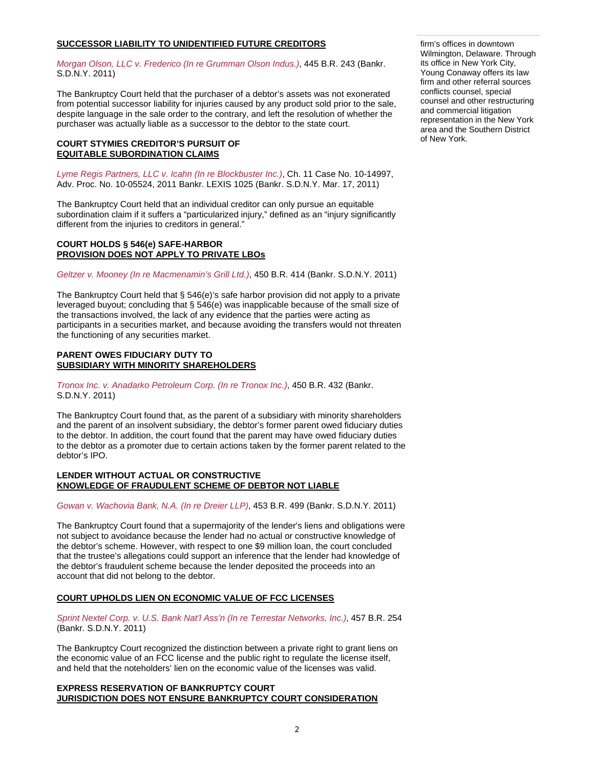**SUCCESSOR LIABILITY TO UNIDENTIFIED FUTURE CREDITORS**

*Morgan Olson, LLC v. Frederico (In re Grumman Olson Indus.)*, 445 B.R. 243 (Bankr. S.D.N.Y. 2011)

The Bankruptcy Court held that the purchaser of a debtor's assets was not exonerated from potential successor liability for injuries caused by any product sold prior to the sale, despite language in the sale order to the contrary, and left the resolution of whether the purchaser was actually liable as a successor to the debtor to the state court.

**COURT STYMIES CREDITOR'S PURSUIT OF EQUITABLE SUBORDINATION CLAIMS**

*Lyme Regis Partners, LLC v. Icahn (In re Blockbuster Inc.)*, Ch. 11 Case No. 10-14997, Adv. Proc. No. 10-05524, 2011 Bankr. LEXIS 1025 (Bankr. S.D.N.Y. Mar. 17, 2011)

The Bankruptcy Court held that an individual creditor can only pursue an equitable subordination claim if it suffers a "particularized injury," defined as an "injury significantly different from the injuries to creditors in general."

**COURT HOLDS § 546(e) SAFE-HARBOR PROVISION DOES NOT APPLY TO PRIVATE LBOs**

*Geltzer v. Mooney (In re Macmenamin's Grill Ltd.)*, 450 B.R. 414 (Bankr. S.D.N.Y. 2011)

The Bankruptcy Court held that § 546(e)'s safe harbor provision did not apply to a private leveraged buyout; concluding that § 546(e) was inapplicable because of the small size of the transactions involved, the lack of any evidence that the parties were acting as participants in a securities market, and because avoiding the transfers would not threaten the functioning of any securities market.

**PARENT OWES FIDUCIARY DUTY TO SUBSIDIARY WITH MINORITY SHAREHOLDERS**

*Tronox Inc. v. Anadarko Petroleum Corp. (In re Tronox Inc.)*, 450 B.R. 432 (Bankr. S.D.N.Y. 2011)

The Bankruptcy Court found that, as the parent of a subsidiary with minority shareholders and the parent of an insolvent subsidiary, the debtor's former parent owed fiduciary duties to the debtor. In addition, the court found that the parent may have owed fiduciary duties to the debtor as a promoter due to certain actions taken by the former parent related to the debtor's IPO.

**LENDER WITHOUT ACTUAL OR CONSTRUCTIVE KNOWLEDGE OF FRAUDULENT SCHEME OF DEBTOR NOT LIABLE**

*Gowan v. Wachovia Bank, N.A. (In re Dreier LLP)*, 453 B.R. 499 (Bankr. S.D.N.Y. 2011)

The Bankruptcy Court found that a supermajority of the lender's liens and obligations were not subject to avoidance because the lender had no actual or constructive knowledge of the debtor's scheme. However, with respect to one $9 million loan, the court concluded that the trustee's allegations could support an inference that the lender had knowledge of the debtor's fraudulent scheme because the lender deposited the proceeds into an account that did not belong to the debtor.

**COURT UPHOLDS LIEN ON ECONOMIC VALUE OF FCC LICENSES**

*Sprint Nextel Corp. v. U.S. Bank Nat'l Ass'n (In re Terrestar Networks, Inc.)*, 457 B.R. 254 (Bankr. S.D.N.Y. 2011)

The Bankruptcy Court recognized the distinction between a private right to grant liens on the economic value of an FCC license and the public right to regulate the license itself, and held that the noteholders' lien on the economic value of the licenses was valid.

**EXPRESS RESERVATION OF BANKRUPTCY COURT JURISDICTION DOES NOT ENSURE BANKRUPTCY COURT CONSIDERATION**

firm's offices in downtown Wilmington, Delaware. Through its office in New York City, Young Conaway offers its law firm and other referral sources conflicts counsel, special counsel and other restructuring and commercial litigation representation in the New York area and the Southern District of New York.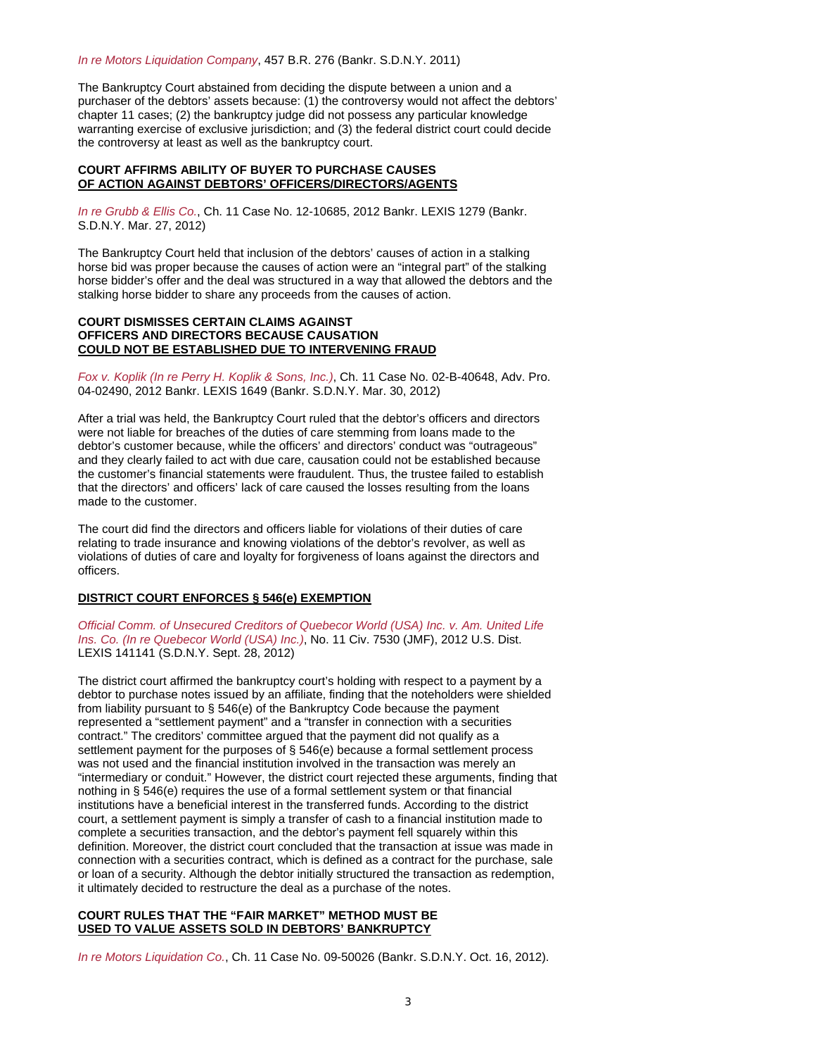*In re Motors Liquidation Company*, 457 B.R. 276 (Bankr. S.D.N.Y. 2011)

The Bankruptcy Court abstained from deciding the dispute between a union and a purchaser of the debtors' assets because: (1) the controversy would not affect the debtors' chapter 11 cases; (2) the bankruptcy judge did not possess any particular knowledge warranting exercise of exclusive jurisdiction; and (3) the federal district court could decide the controversy at least as well as the bankruptcy court.

**COURT AFFIRMS ABILITY OF BUYER TO PURCHASE CAUSES OF ACTION AGAINST DEBTORS' OFFICERS/DIRECTORS/AGENTS**

*In re Grubb & Ellis Co.*, Ch. 11 Case No. 12-10685, 2012 Bankr. LEXIS 1279 (Bankr. S.D.N.Y. Mar. 27, 2012)

The Bankruptcy Court held that inclusion of the debtors' causes of action in a stalking horse bid was proper because the causes of action were an "integral part" of the stalking horse bidder's offer and the deal was structured in a way that allowed the debtors and the stalking horse bidder to share any proceeds from the causes of action.

**COURT DISMISSES CERTAIN CLAIMS AGAINST OFFICERS AND DIRECTORS BECAUSE CAUSATION COULD NOT BE ESTABLISHED DUE TO INTERVENING FRAUD**

*Fox v. Koplik (In re Perry H. Koplik & Sons, Inc.)*, Ch. 11 Case No. 02-B-40648, Adv. Pro. 04-02490, 2012 Bankr. LEXIS 1649 (Bankr. S.D.N.Y. Mar. 30, 2012)

After a trial was held, the Bankruptcy Court ruled that the debtor's officers and directors were not liable for breaches of the duties of care stemming from loans made to the debtor's customer because, while the officers' and directors' conduct was "outrageous" and they clearly failed to act with due care, causation could not be established because the customer's financial statements were fraudulent. Thus, the trustee failed to establish that the directors' and officers' lack of care caused the losses resulting from the loans made to the customer.

The court did find the directors and officers liable for violations of their duties of care relating to trade insurance and knowing violations of the debtor's revolver, as well as violations of duties of care and loyalty for forgiveness of loans against the directors and officers.

**DISTRICT COURT ENFORCES § 546(e) EXEMPTION**

*Official Comm. of Unsecured Creditors of Quebecor World (USA) Inc. v. Am. United Life Ins. Co. (In re Quebecor World (USA) Inc.)*, No. 11 Civ. 7530 (JMF), 2012 U.S. Dist. LEXIS 141141 (S.D.N.Y. Sept. 28, 2012)

The district court affirmed the bankruptcy court's holding with respect to a payment by a debtor to purchase notes issued by an affiliate, finding that the noteholders were shielded from liability pursuant to § 546(e) of the Bankruptcy Code because the payment represented a "settlement payment" and a "transfer in connection with a securities contract." The creditors' committee argued that the payment did not qualify as a settlement payment for the purposes of § 546(e) because a formal settlement process was not used and the financial institution involved in the transaction was merely an "intermediary or conduit." However, the district court rejected these arguments, finding that nothing in § 546(e) requires the use of a formal settlement system or that financial institutions have a beneficial interest in the transferred funds. According to the district court, a settlement payment is simply a transfer of cash to a financial institution made to complete a securities transaction, and the debtor's payment fell squarely within this definition. Moreover, the district court concluded that the transaction at issue was made in connection with a securities contract, which is defined as a contract for the purchase, sale or loan of a security. Although the debtor initially structured the transaction as redemption, it ultimately decided to restructure the deal as a purchase of the notes.

**COURT RULES THAT THE "FAIR MARKET" METHOD MUST BE USED TO VALUE ASSETS SOLD IN DEBTORS' BANKRUPTCY**

*In re Motors Liquidation Co.*, Ch. 11 Case No. 09-50026 (Bankr. S.D.N.Y. Oct. 16, 2012).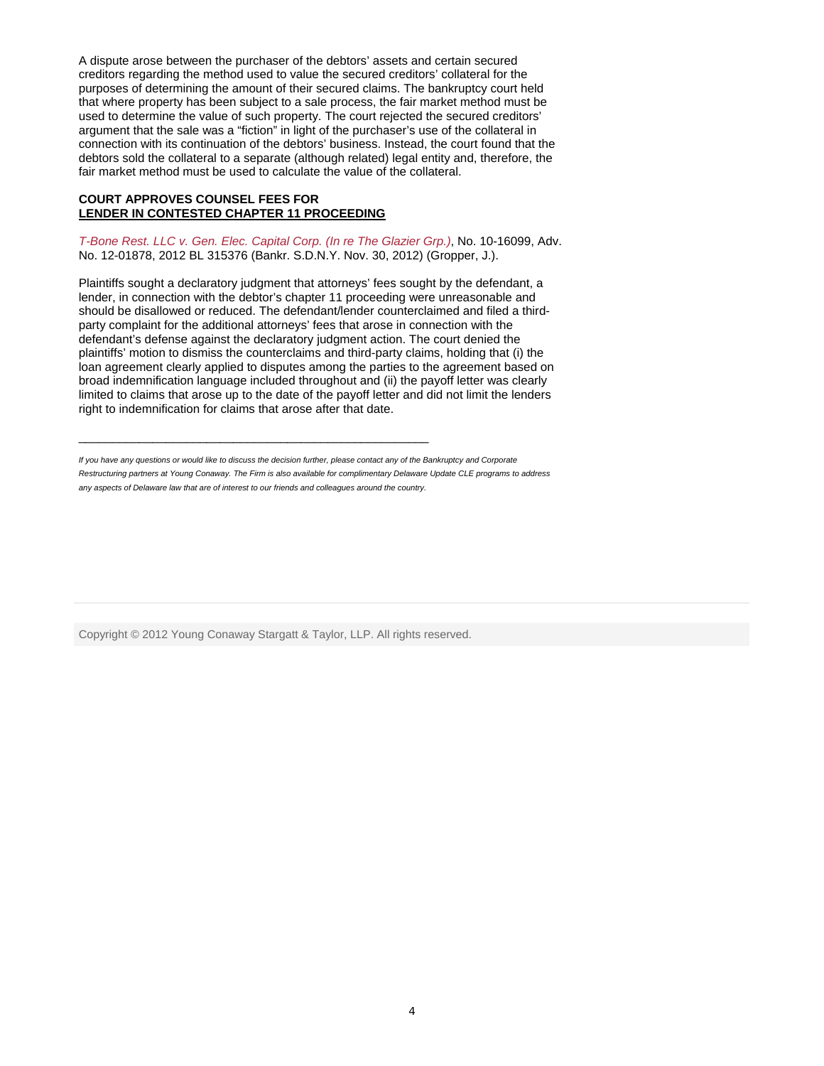A dispute arose between the purchaser of the debtors' assets and certain secured creditors regarding the method used to value the secured creditors' collateral for the purposes of determining the amount of their secured claims. The bankruptcy court held that where property has been subject to a sale process, the fair market method must be used to determine the value of such property. The court rejected the secured creditors' argument that the sale was a "fiction" in light of the purchaser's use of the collateral in connection with its continuation of the debtors' business. Instead, the court found that the debtors sold the collateral to a separate (although related) legal entity and, therefore, the fair market method must be used to calculate the value of the collateral.

**COURT APPROVES COUNSEL FEES FOR**
**LENDER IN CONTESTED CHAPTER 11 PROCEEDING**

*T-Bone Rest. LLC v. Gen. Elec. Capital Corp. (In re The Glazier Grp.)*, No. 10-16099, Adv. No. 12-01878, 2012 BL 315376 (Bankr. S.D.N.Y. Nov. 30, 2012) (Gropper, J.).

Plaintiffs sought a declaratory judgment that attorneys' fees sought by the defendant, a lender, in connection with the debtor's chapter 11 proceeding were unreasonable and should be disallowed or reduced. The defendant/lender counterclaimed and filed a third-party complaint for the additional attorneys' fees that arose in connection with the defendant's defense against the declaratory judgment action. The court denied the plaintiffs' motion to dismiss the counterclaims and third-party claims, holding that (i) the loan agreement clearly applied to disputes among the parties to the agreement based on broad indemnification language included throughout and (ii) the payoff letter was clearly limited to claims that arose up to the date of the payoff letter and did not limit the lenders right to indemnification for claims that arose after that date.

---

*If you have any questions or would like to discuss the decision further, please contact any of the Bankruptcy and Corporate Restructuring partners at Young Conaway. The Firm is also available for complimentary Delaware Update CLE programs to address any aspects of Delaware law that are of interest to our friends and colleagues around the country.*

Copyright © 2012 Young Conaway Stargatt & Taylor, LLP. All rights reserved.